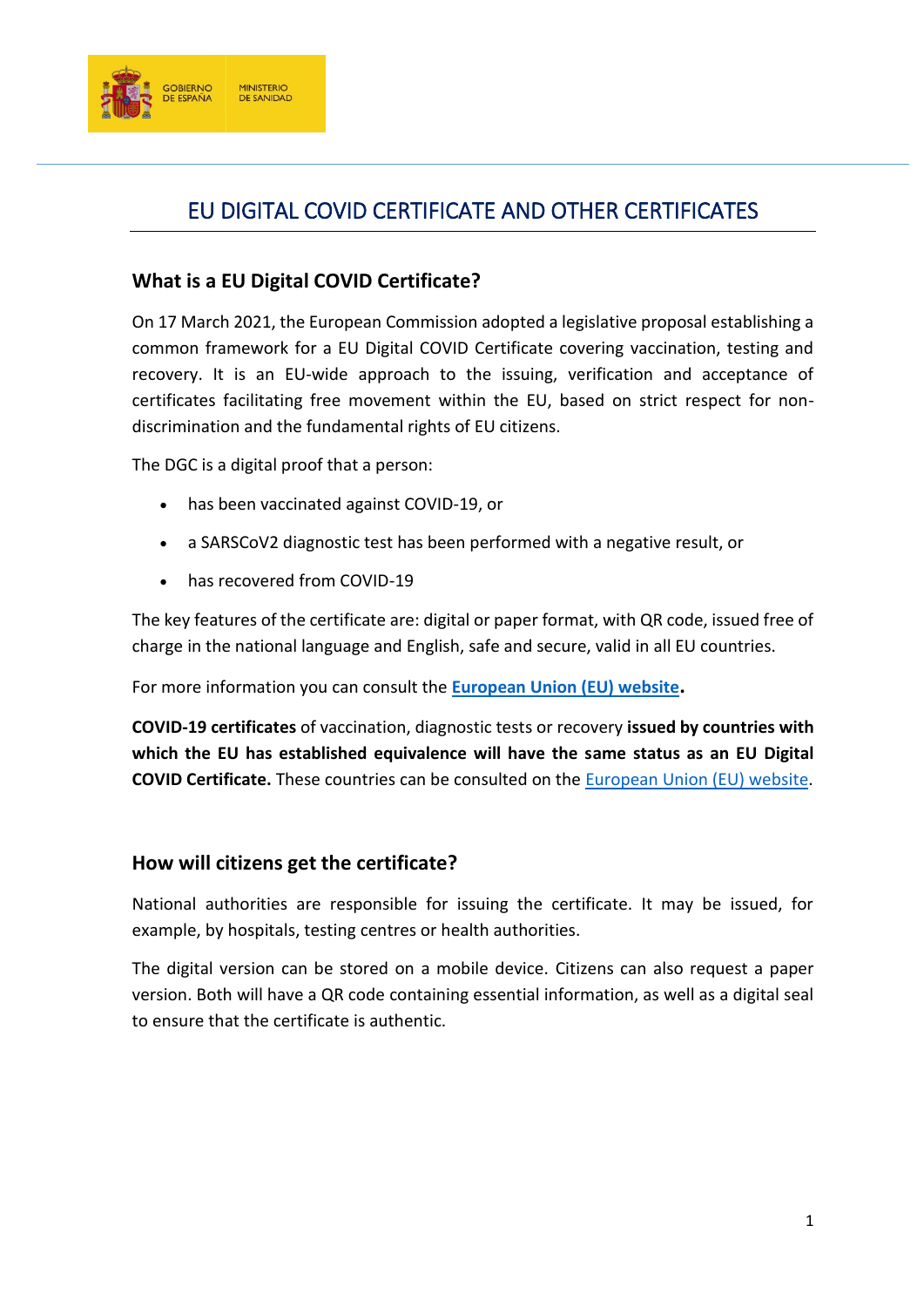# EU DIGITAL COVID CERTIFICATE AND OTHER CERTIFICATES

## What is a EU Digital COVID Certificate?

On 17 March 2021, the European Commission adopted a legislative proposal establishing a common framework for a EU Digital COVID Certificate covering vaccination, testing and recovery. It is an EU-wide approach to the issuing, verification and acceptance of certificates facilitating free movement within the EU, based on strict respect for non-discrimination and the fundamental rights of EU citizens.

The DGC is a digital proof that a person:

- has been vaccinated against COVID-19, or
- a SARSCoV2 diagnostic test has been performed with a negative result, or
- has recovered from COVID-19

The key features of the certificate are: digital or paper format, with QR code, issued free of charge in the national language and English, safe and secure, valid in all EU countries.

For more information you can consult the **European Union (EU) website.**

**COVID-19 certificates** of vaccination, diagnostic tests or recovery **issued by countries with which the EU has established equivalence will have the same status as an EU Digital COVID Certificate.** These countries can be consulted on the European Union (EU) website.

## How will citizens get the certificate?

National authorities are responsible for issuing the certificate. It may be issued, for example, by hospitals, testing centres or health authorities.

The digital version can be stored on a mobile device. Citizens can also request a paper version. Both will have a QR code containing essential information, as well as a digital seal to ensure that the certificate is authentic.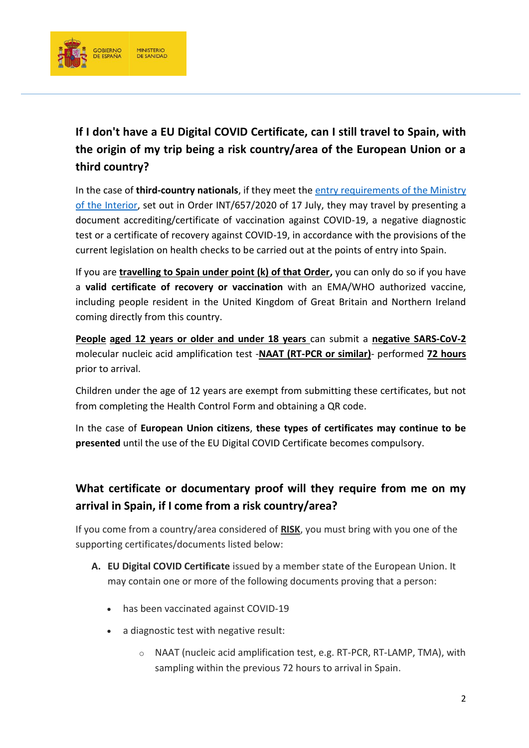## If I don't have a EU Digital COVID Certificate, can I still travel to Spain, with the origin of my trip being a risk country/area of the European Union or a third country?

In the case of **third-country nationals**, if they meet the entry requirements of the Ministry of the Interior, set out in Order INT/657/2020 of 17 July, they may travel by presenting a document accrediting/certificate of vaccination against COVID-19, a negative diagnostic test or a certificate of recovery against COVID-19, in accordance with the provisions of the current legislation on health checks to be carried out at the points of entry into Spain.

If you are **travelling to Spain under point (k) of that Order,** you can only do so if you have a **valid certificate of recovery or vaccination** with an EMA/WHO authorized vaccine, including people resident in the United Kingdom of Great Britain and Northern Ireland coming directly from this country.

**People aged 12 years or older and under 18 years** can submit a **negative SARS-CoV-2** molecular nucleic acid amplification test -**NAAT (RT-PCR or similar)**- performed **72 hours** prior to arrival.

Children under the age of 12 years are exempt from submitting these certificates, but not from completing the Health Control Form and obtaining a QR code.

In the case of **European Union citizens**, **these types of certificates may continue to be presented** until the use of the EU Digital COVID Certificate becomes compulsory.

## What certificate or documentary proof will they require from me on my arrival in Spain, if I come from a risk country/area?

If you come from a country/area considered of **RISK**, you must bring with you one of the supporting certificates/documents listed below:

A. **EU Digital COVID Certificate** issued by a member state of the European Union. It may contain one or more of the following documents proving that a person:

   - has been vaccinated against COVID-19
   - a diagnostic test with negative result:
     - NAAT (nucleic acid amplification test, e.g. RT-PCR, RT-LAMP, TMA), with sampling within the previous 72 hours to arrival in Spain.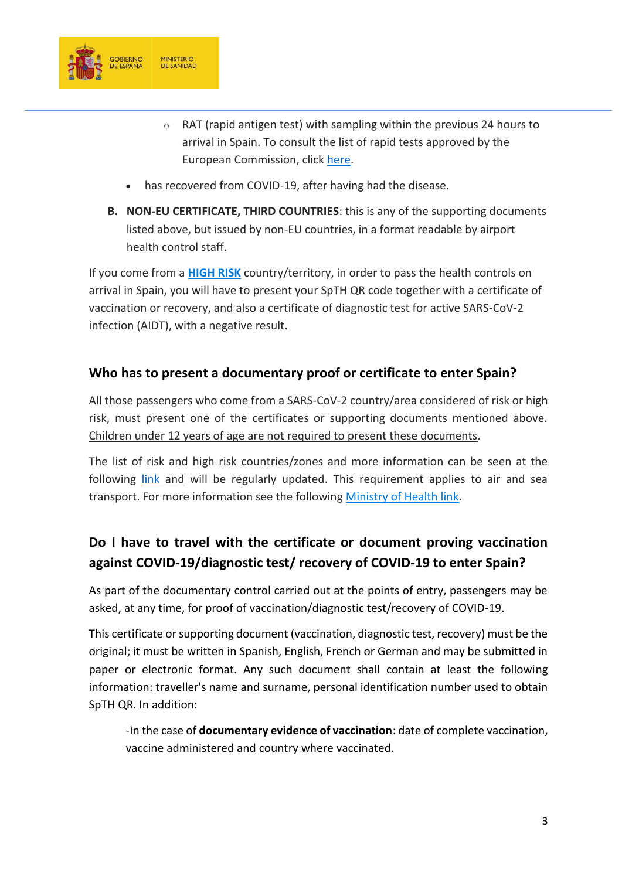- RAT (rapid antigen test) with sampling within the previous 24 hours to arrival in Spain. To consult the list of rapid tests approved by the European Commission, click here.

- has recovered from COVID-19, after having had the disease.

**B. NON-EU CERTIFICATE, THIRD COUNTRIES**: this is any of the supporting documents listed above, but issued by non-EU countries, in a format readable by airport health control staff.

If you come from a **HIGH RISK** country/territory, in order to pass the health controls on arrival in Spain, you will have to present your SpTH QR code together with a certificate of vaccination or recovery, and also a certificate of diagnostic test for active SARS-CoV-2 infection (AIDT), with a negative result.

## Who has to present a documentary proof or certificate to enter Spain?

All those passengers who come from a SARS-CoV-2 country/area considered of risk or high risk, must present one of the certificates or supporting documents mentioned above. Children under 12 years of age are not required to present these documents.

The list of risk and high risk countries/zones and more information can be seen at the following link and will be regularly updated. This requirement applies to air and sea transport. For more information see the following Ministry of Health link.

## Do I have to travel with the certificate or document proving vaccination against COVID-19/diagnostic test/ recovery of COVID-19 to enter Spain?

As part of the documentary control carried out at the points of entry, passengers may be asked, at any time, for proof of vaccination/diagnostic test/recovery of COVID-19.

This certificate or supporting document (vaccination, diagnostic test, recovery) must be the original; it must be written in Spanish, English, French or German and may be submitted in paper or electronic format. Any such document shall contain at least the following information: traveller's name and surname, personal identification number used to obtain SpTH QR. In addition:

-In the case of **documentary evidence of vaccination**: date of complete vaccination, vaccine administered and country where vaccinated.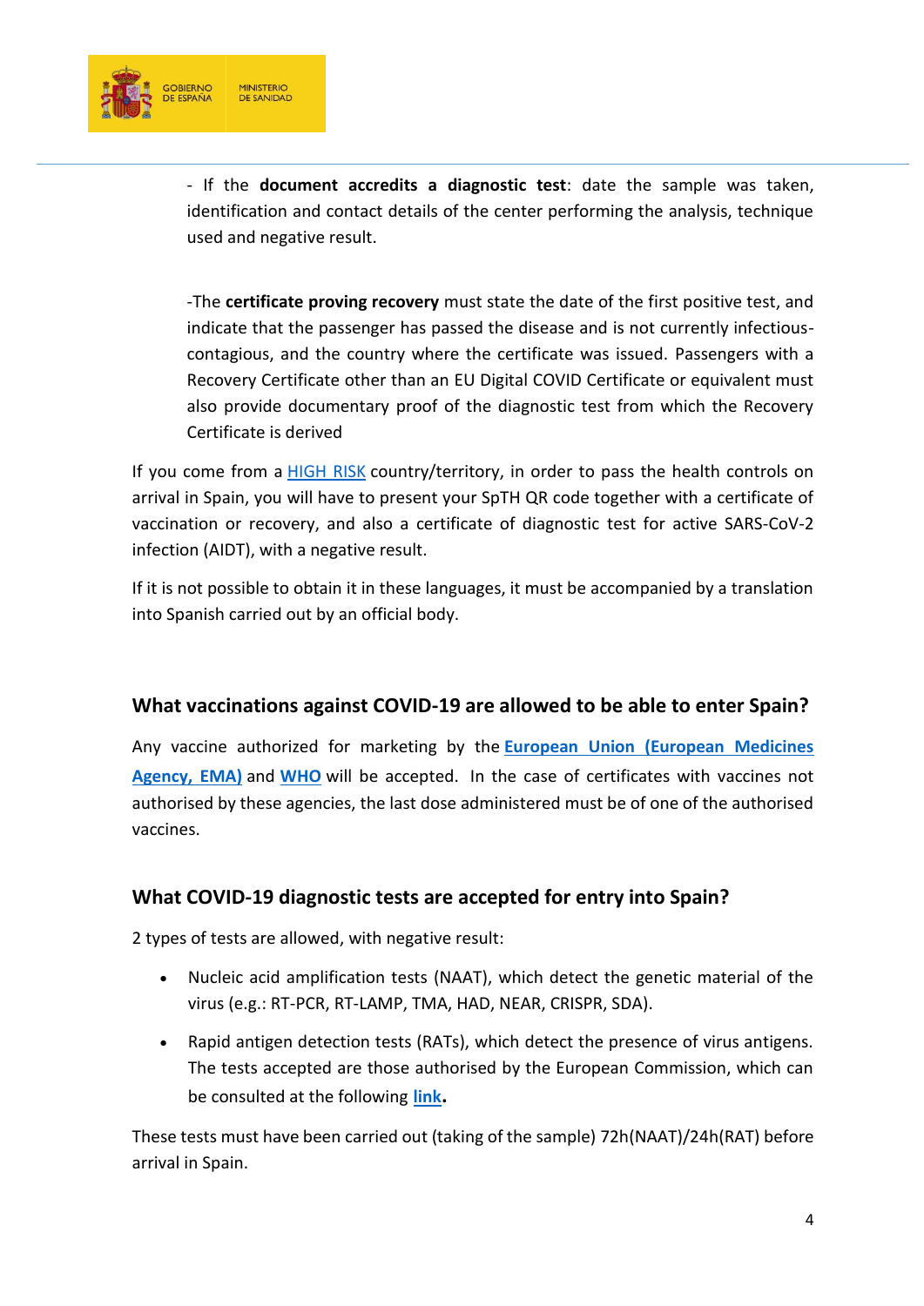- If the **document accredits a diagnostic test**: date the sample was taken, identification and contact details of the center performing the analysis, technique used and negative result.

-The **certificate proving recovery** must state the date of the first positive test, and indicate that the passenger has passed the disease and is not currently infectious-contagious, and the country where the certificate was issued. Passengers with a Recovery Certificate other than an EU Digital COVID Certificate or equivalent must also provide documentary proof of the diagnostic test from which the Recovery Certificate is derived

If you come from a HIGH RISK country/territory, in order to pass the health controls on arrival in Spain, you will have to present your SpTH QR code together with a certificate of vaccination or recovery, and also a certificate of diagnostic test for active SARS-CoV-2 infection (AIDT), with a negative result.

If it is not possible to obtain it in these languages, it must be accompanied by a translation into Spanish carried out by an official body.

## What vaccinations against COVID-19 are allowed to be able to enter Spain?

Any vaccine authorized for marketing by the **European Union (European Medicines Agency, EMA)** and **WHO** will be accepted. In the case of certificates with vaccines not authorised by these agencies, the last dose administered must be of one of the authorised vaccines.

## What COVID-19 diagnostic tests are accepted for entry into Spain?

2 types of tests are allowed, with negative result:

- Nucleic acid amplification tests (NAAT), which detect the genetic material of the virus (e.g.: RT-PCR, RT-LAMP, TMA, HAD, NEAR, CRISPR, SDA).
- Rapid antigen detection tests (RATs), which detect the presence of virus antigens. The tests accepted are those authorised by the European Commission, which can be consulted at the following **link**.

These tests must have been carried out (taking of the sample) 72h(NAAT)/24h(RAT) before arrival in Spain.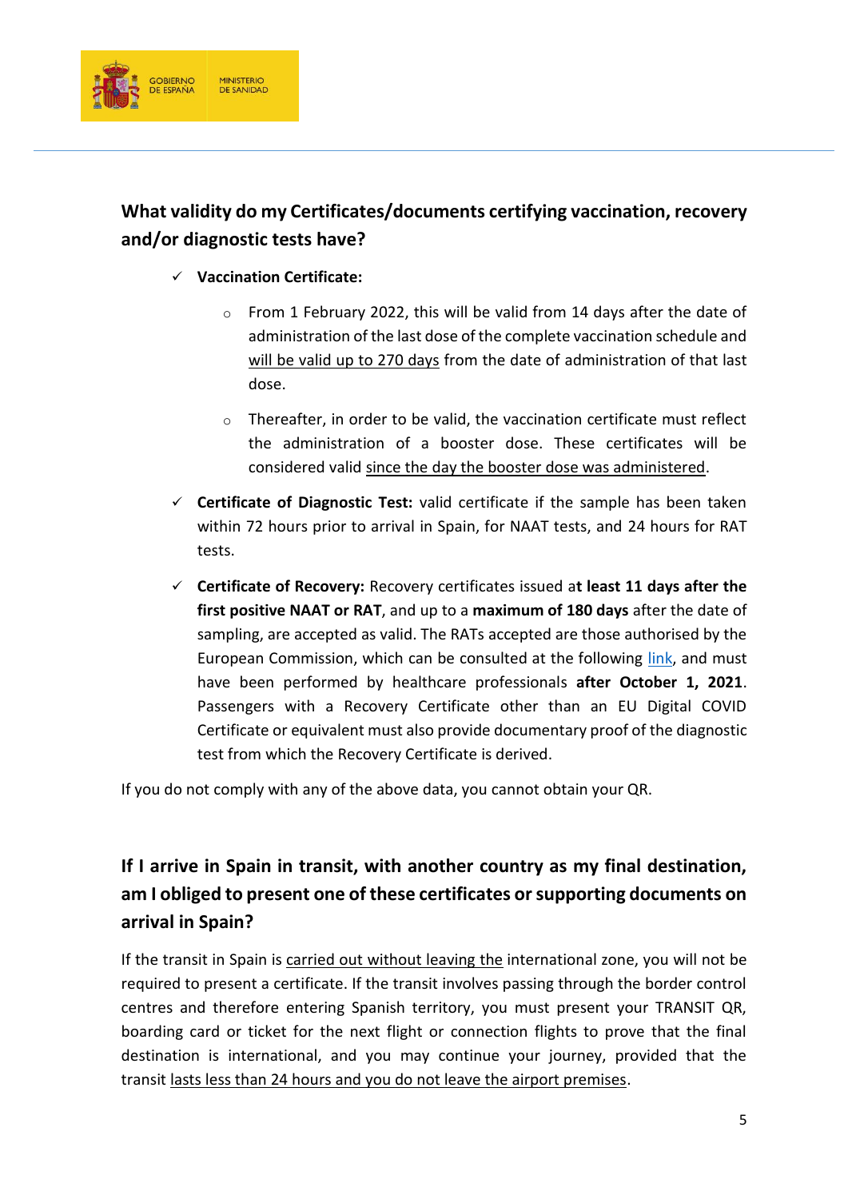## What validity do my Certificates/documents certifying vaccination, recovery and/or diagnostic tests have?

- ✓ **Vaccination Certificate:**
  - From 1 February 2022, this will be valid from 14 days after the date of administration of the last dose of the complete vaccination schedule and will be valid up to 270 days from the date of administration of that last dose.
  - Thereafter, in order to be valid, the vaccination certificate must reflect the administration of a booster dose. These certificates will be considered valid since the day the booster dose was administered.
- ✓ **Certificate of Diagnostic Test:** valid certificate if the sample has been taken within 72 hours prior to arrival in Spain, for NAAT tests, and 24 hours for RAT tests.
- ✓ **Certificate of Recovery:** Recovery certificates issued a**t least 11 days after the first positive NAAT or RAT**, and up to a **maximum of 180 days** after the date of sampling, are accepted as valid. The RATs accepted are those authorised by the European Commission, which can be consulted at the following link, and must have been performed by healthcare professionals **after October 1, 2021**. Passengers with a Recovery Certificate other than an EU Digital COVID Certificate or equivalent must also provide documentary proof of the diagnostic test from which the Recovery Certificate is derived.

If you do not comply with any of the above data, you cannot obtain your QR.

## If I arrive in Spain in transit, with another country as my final destination, am I obliged to present one of these certificates or supporting documents on arrival in Spain?

If the transit in Spain is carried out without leaving the international zone, you will not be required to present a certificate. If the transit involves passing through the border control centres and therefore entering Spanish territory, you must present your TRANSIT QR, boarding card or ticket for the next flight or connection flights to prove that the final destination is international, and you may continue your journey, provided that the transit lasts less than 24 hours and you do not leave the airport premises.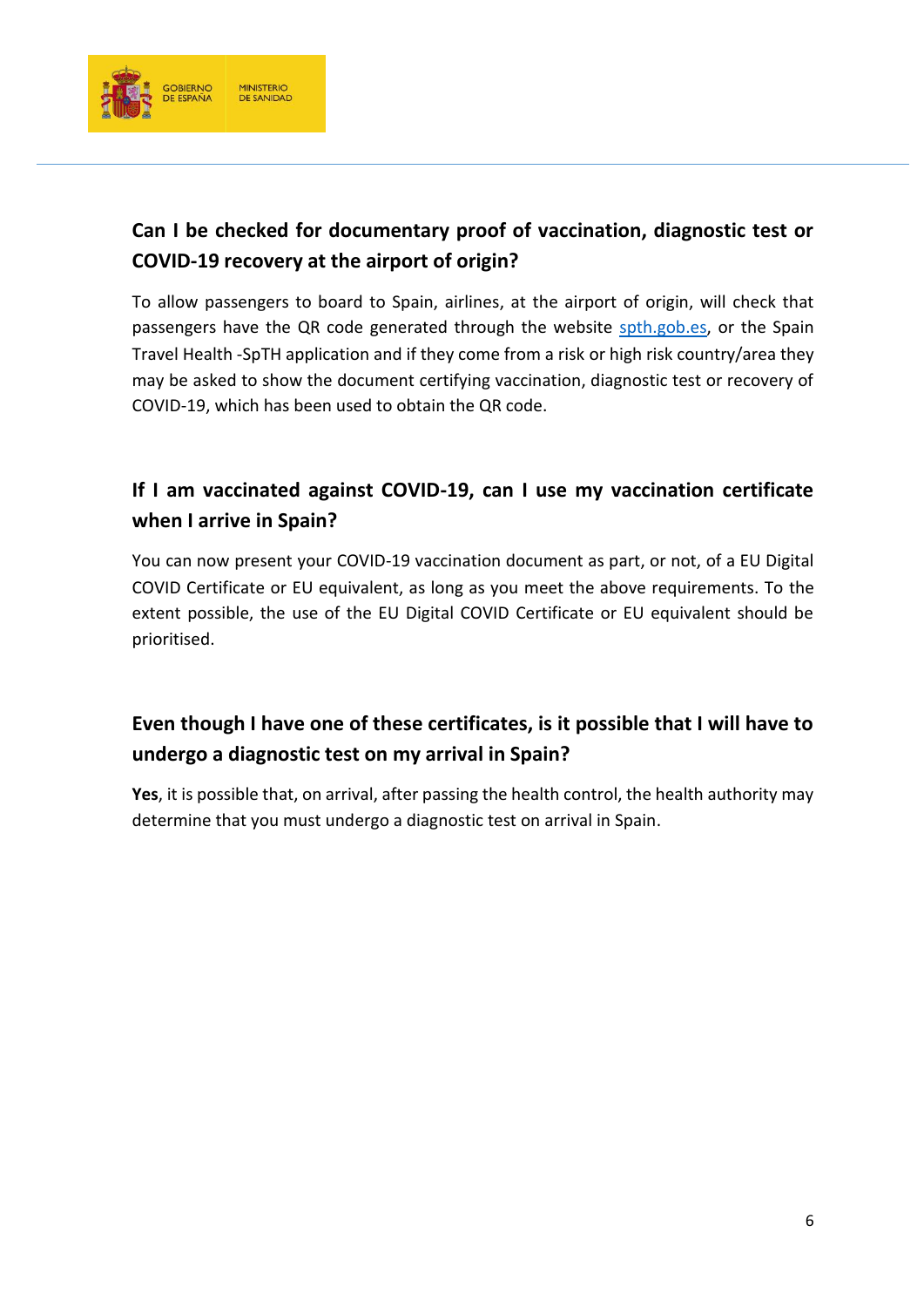## Can I be checked for documentary proof of vaccination, diagnostic test or COVID-19 recovery at the airport of origin?

To allow passengers to board to Spain, airlines, at the airport of origin, will check that passengers have the QR code generated through the website [spth.gob.es](spth.gob.es), or the Spain Travel Health -SpTH application and if they come from a risk or high risk country/area they may be asked to show the document certifying vaccination, diagnostic test or recovery of COVID-19, which has been used to obtain the QR code.

## If I am vaccinated against COVID-19, can I use my vaccination certificate when I arrive in Spain?

You can now present your COVID-19 vaccination document as part, or not, of a EU Digital COVID Certificate or EU equivalent, as long as you meet the above requirements. To the extent possible, the use of the EU Digital COVID Certificate or EU equivalent should be prioritised.

## Even though I have one of these certificates, is it possible that I will have to undergo a diagnostic test on my arrival in Spain?

**Yes**, it is possible that, on arrival, after passing the health control, the health authority may determine that you must undergo a diagnostic test on arrival in Spain.